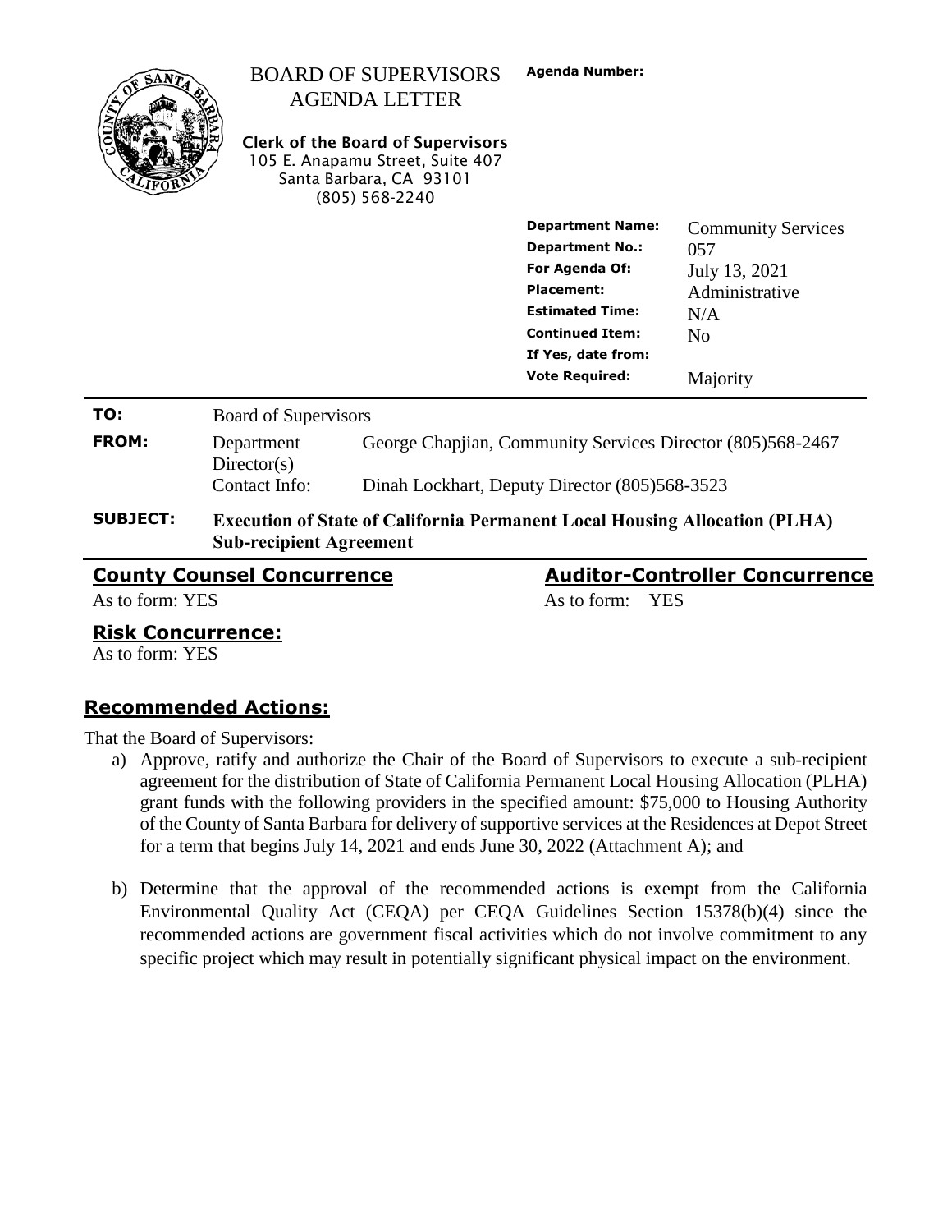BOARD OF SUPERVISORS
AGENDA LETTER

**Agenda Number:**

**Clerk of the Board of Supervisors**
105 E. Anapamu Street, Suite 407
Santa Barbara, CA 93101
(805) 568-2240

| | |
|---|---|
| **Department Name:** | Community Services |
| **Department No.:** | 057 |
| **For Agenda Of:** | July 13, 2021 |
| **Placement:** | Administrative |
| **Estimated Time:** | N/A |
| **Continued Item:** | No |
| **If Yes, date from:** | |
| **Vote Required:** | Majority |

| | | |
|---|---|---|
| **TO:** | Board of Supervisors | |
| **FROM:** | Department Director(s) | George Chapjian, Community Services Director (805)568-2467 |
| | Contact Info: | Dinah Lockhart, Deputy Director (805)568-3523 |

**SUBJECT:** **Execution of State of California Permanent Local Housing Allocation (PLHA) Sub-recipient Agreement**

**County Counsel Concurrence**

As to form: YES

**Auditor-Controller Concurrence**

As to form: YES

**Risk Concurrence:**

As to form: YES

## Recommended Actions:

That the Board of Supervisors:

a) Approve, ratify and authorize the Chair of the Board of Supervisors to execute a sub-recipient agreement for the distribution of State of California Permanent Local Housing Allocation (PLHA) grant funds with the following providers in the specified amount: $75,000 to Housing Authority of the County of Santa Barbara for delivery of supportive services at the Residences at Depot Street for a term that begins July 14, 2021 and ends June 30, 2022 (Attachment A); and

b) Determine that the approval of the recommended actions is exempt from the California Environmental Quality Act (CEQA) per CEQA Guidelines Section 15378(b)(4) since the recommended actions are government fiscal activities which do not involve commitment to any specific project which may result in potentially significant physical impact on the environment.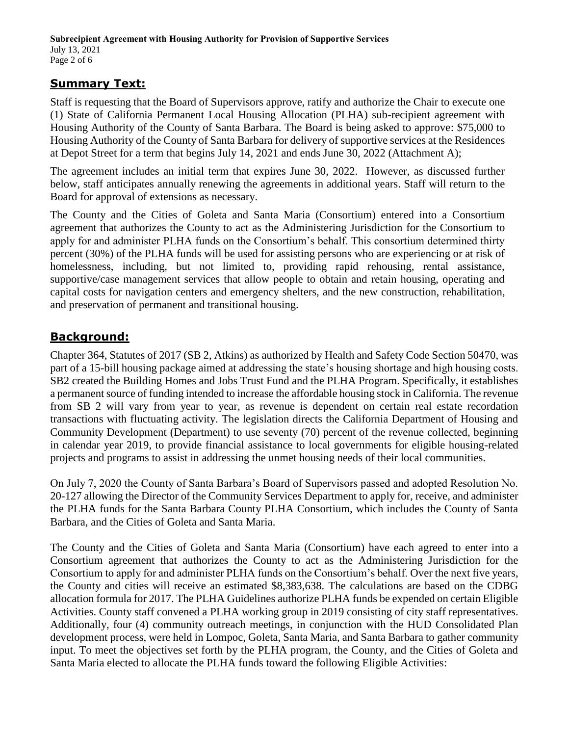## Summary Text:

Staff is requesting that the Board of Supervisors approve, ratify and authorize the Chair to execute one (1) State of California Permanent Local Housing Allocation (PLHA) sub-recipient agreement with Housing Authority of the County of Santa Barbara. The Board is being asked to approve: $75,000 to Housing Authority of the County of Santa Barbara for delivery of supportive services at the Residences at Depot Street for a term that begins July 14, 2021 and ends June 30, 2022 (Attachment A);

The agreement includes an initial term that expires June 30, 2022. However, as discussed further below, staff anticipates annually renewing the agreements in additional years. Staff will return to the Board for approval of extensions as necessary.

The County and the Cities of Goleta and Santa Maria (Consortium) entered into a Consortium agreement that authorizes the County to act as the Administering Jurisdiction for the Consortium to apply for and administer PLHA funds on the Consortium's behalf. This consortium determined thirty percent (30%) of the PLHA funds will be used for assisting persons who are experiencing or at risk of homelessness, including, but not limited to, providing rapid rehousing, rental assistance, supportive/case management services that allow people to obtain and retain housing, operating and capital costs for navigation centers and emergency shelters, and the new construction, rehabilitation, and preservation of permanent and transitional housing.

## Background:

Chapter 364, Statutes of 2017 (SB 2, Atkins) as authorized by Health and Safety Code Section 50470, was part of a 15-bill housing package aimed at addressing the state's housing shortage and high housing costs. SB2 created the Building Homes and Jobs Trust Fund and the PLHA Program. Specifically, it establishes a permanent source of funding intended to increase the affordable housing stock in California. The revenue from SB 2 will vary from year to year, as revenue is dependent on certain real estate recordation transactions with fluctuating activity. The legislation directs the California Department of Housing and Community Development (Department) to use seventy (70) percent of the revenue collected, beginning in calendar year 2019, to provide financial assistance to local governments for eligible housing-related projects and programs to assist in addressing the unmet housing needs of their local communities.

On July 7, 2020 the County of Santa Barbara's Board of Supervisors passed and adopted Resolution No. 20-127 allowing the Director of the Community Services Department to apply for, receive, and administer the PLHA funds for the Santa Barbara County PLHA Consortium, which includes the County of Santa Barbara, and the Cities of Goleta and Santa Maria.

The County and the Cities of Goleta and Santa Maria (Consortium) have each agreed to enter into a Consortium agreement that authorizes the County to act as the Administering Jurisdiction for the Consortium to apply for and administer PLHA funds on the Consortium's behalf. Over the next five years, the County and cities will receive an estimated $8,383,638. The calculations are based on the CDBG allocation formula for 2017. The PLHA Guidelines authorize PLHA funds be expended on certain Eligible Activities. County staff convened a PLHA working group in 2019 consisting of city staff representatives. Additionally, four (4) community outreach meetings, in conjunction with the HUD Consolidated Plan development process, were held in Lompoc, Goleta, Santa Maria, and Santa Barbara to gather community input. To meet the objectives set forth by the PLHA program, the County, and the Cities of Goleta and Santa Maria elected to allocate the PLHA funds toward the following Eligible Activities: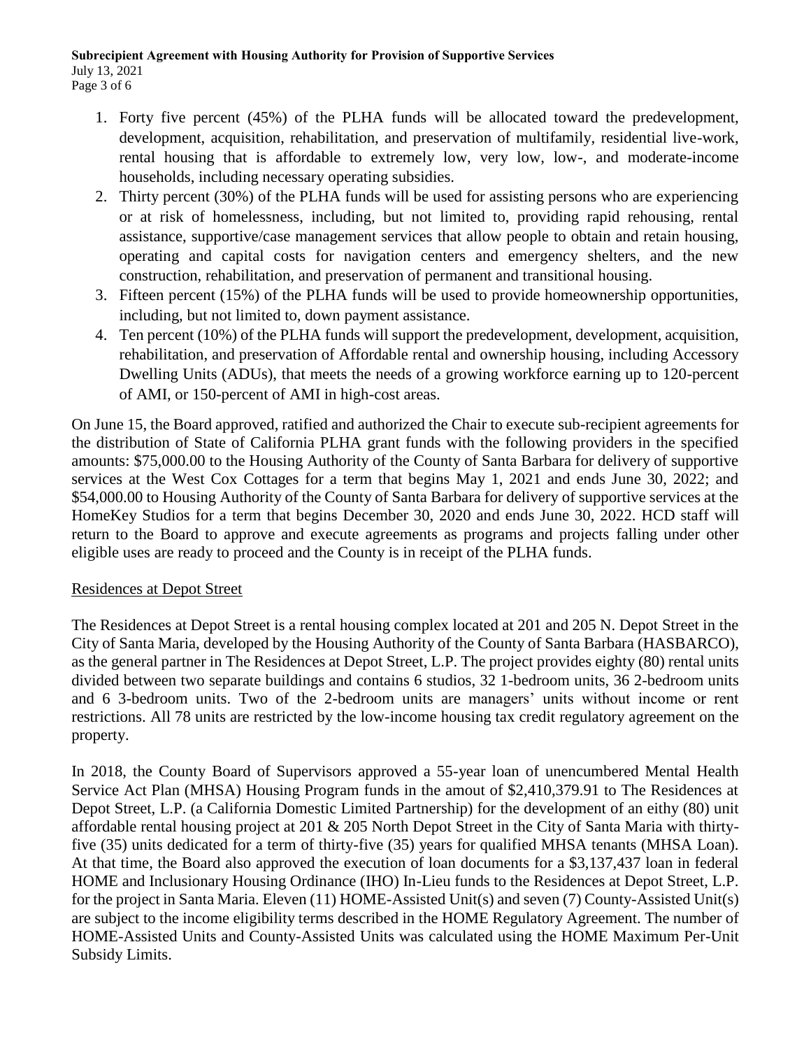1. Forty five percent (45%) of the PLHA funds will be allocated toward the predevelopment, development, acquisition, rehabilitation, and preservation of multifamily, residential live-work, rental housing that is affordable to extremely low, very low, low-, and moderate-income households, including necessary operating subsidies.
2. Thirty percent (30%) of the PLHA funds will be used for assisting persons who are experiencing or at risk of homelessness, including, but not limited to, providing rapid rehousing, rental assistance, supportive/case management services that allow people to obtain and retain housing, operating and capital costs for navigation centers and emergency shelters, and the new construction, rehabilitation, and preservation of permanent and transitional housing.
3. Fifteen percent (15%) of the PLHA funds will be used to provide homeownership opportunities, including, but not limited to, down payment assistance.
4. Ten percent (10%) of the PLHA funds will support the predevelopment, development, acquisition, rehabilitation, and preservation of Affordable rental and ownership housing, including Accessory Dwelling Units (ADUs), that meets the needs of a growing workforce earning up to 120-percent of AMI, or 150-percent of AMI in high-cost areas.

On June 15, the Board approved, ratified and authorized the Chair to execute sub-recipient agreements for the distribution of State of California PLHA grant funds with the following providers in the specified amounts: $75,000.00 to the Housing Authority of the County of Santa Barbara for delivery of supportive services at the West Cox Cottages for a term that begins May 1, 2021 and ends June 30, 2022; and $54,000.00 to Housing Authority of the County of Santa Barbara for delivery of supportive services at the HomeKey Studios for a term that begins December 30, 2020 and ends June 30, 2022. HCD staff will return to the Board to approve and execute agreements as programs and projects falling under other eligible uses are ready to proceed and the County is in receipt of the PLHA funds.

Residences at Depot Street

The Residences at Depot Street is a rental housing complex located at 201 and 205 N. Depot Street in the City of Santa Maria, developed by the Housing Authority of the County of Santa Barbara (HASBARCO), as the general partner in The Residences at Depot Street, L.P. The project provides eighty (80) rental units divided between two separate buildings and contains 6 studios, 32 1-bedroom units, 36 2-bedroom units and 6 3-bedroom units. Two of the 2-bedroom units are managers' units without income or rent restrictions. All 78 units are restricted by the low-income housing tax credit regulatory agreement on the property.

In 2018, the County Board of Supervisors approved a 55-year loan of unencumbered Mental Health Service Act Plan (MHSA) Housing Program funds in the amout of $2,410,379.91 to The Residences at Depot Street, L.P. (a California Domestic Limited Partnership) for the development of an eithy (80) unit affordable rental housing project at 201 & 205 North Depot Street in the City of Santa Maria with thirty-five (35) units dedicated for a term of thirty-five (35) years for qualified MHSA tenants (MHSA Loan). At that time, the Board also approved the execution of loan documents for a $3,137,437 loan in federal HOME and Inclusionary Housing Ordinance (IHO) In-Lieu funds to the Residences at Depot Street, L.P. for the project in Santa Maria. Eleven (11) HOME-Assisted Unit(s) and seven (7) County-Assisted Unit(s) are subject to the income eligibility terms described in the HOME Regulatory Agreement. The number of HOME-Assisted Units and County-Assisted Units was calculated using the HOME Maximum Per-Unit Subsidy Limits.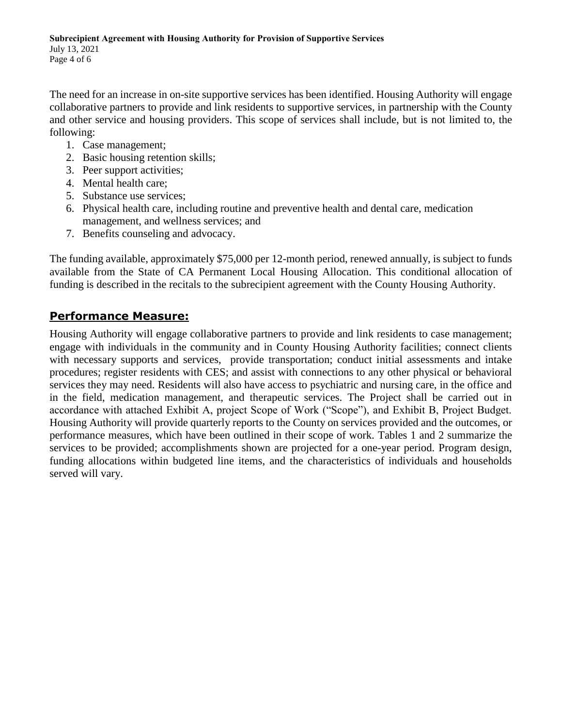The need for an increase in on-site supportive services has been identified. Housing Authority will engage collaborative partners to provide and link residents to supportive services, in partnership with the County and other service and housing providers. This scope of services shall include, but is not limited to, the following:

1. Case management;
2. Basic housing retention skills;
3. Peer support activities;
4. Mental health care;
5. Substance use services;
6. Physical health care, including routine and preventive health and dental care, medication management, and wellness services; and
7. Benefits counseling and advocacy.

The funding available, approximately $75,000 per 12-month period, renewed annually, is subject to funds available from the State of CA Permanent Local Housing Allocation. This conditional allocation of funding is described in the recitals to the subrecipient agreement with the County Housing Authority.

## Performance Measure:

Housing Authority will engage collaborative partners to provide and link residents to case management; engage with individuals in the community and in County Housing Authority facilities; connect clients with necessary supports and services, provide transportation; conduct initial assessments and intake procedures; register residents with CES; and assist with connections to any other physical or behavioral services they may need. Residents will also have access to psychiatric and nursing care, in the office and in the field, medication management, and therapeutic services. The Project shall be carried out in accordance with attached Exhibit A, project Scope of Work ("Scope"), and Exhibit B, Project Budget. Housing Authority will provide quarterly reports to the County on services provided and the outcomes, or performance measures, which have been outlined in their scope of work. Tables 1 and 2 summarize the services to be provided; accomplishments shown are projected for a one-year period. Program design, funding allocations within budgeted line items, and the characteristics of individuals and households served will vary.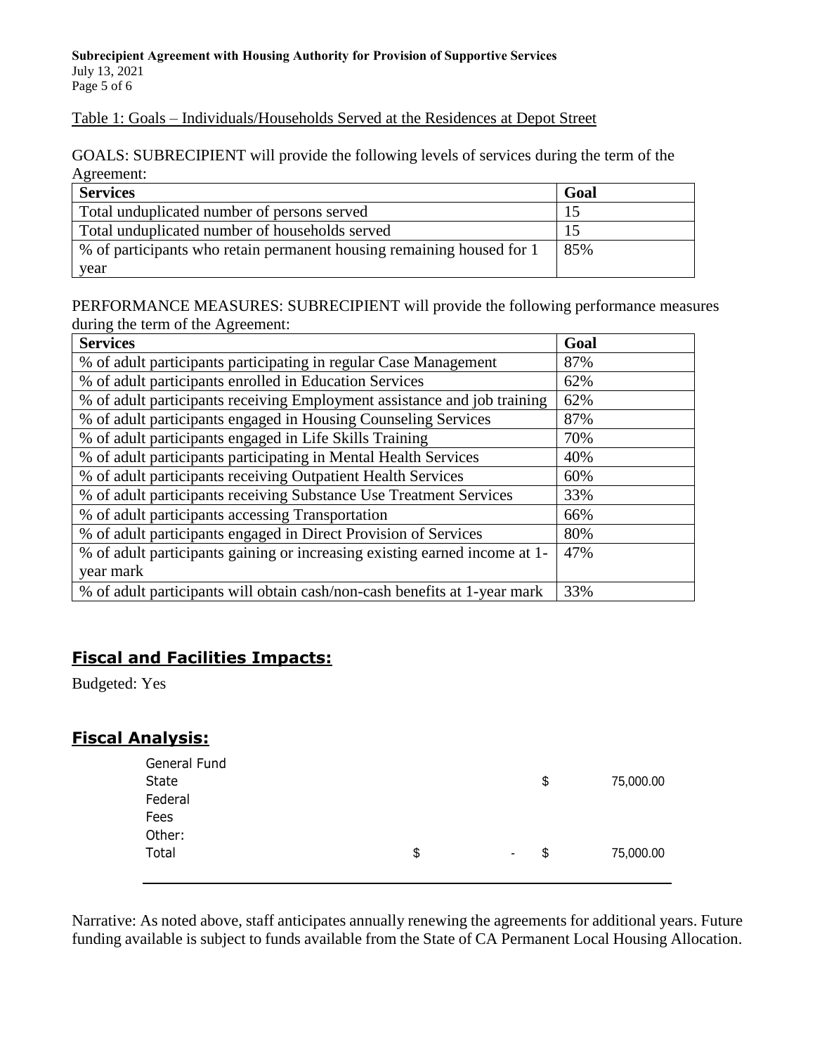Table 1: Goals – Individuals/Households Served at the Residences at Depot Street

GOALS: SUBRECIPIENT will provide the following levels of services during the term of the Agreement:

| Services | Goal |
|---|---|
| Total unduplicated number of persons served | 15 |
| Total unduplicated number of households served | 15 |
| % of participants who retain permanent housing remaining housed for 1 year | 85% |

PERFORMANCE MEASURES: SUBRECIPIENT will provide the following performance measures during the term of the Agreement:

| Services | Goal |
|---|---|
| % of adult participants participating in regular Case Management | 87% |
| % of adult participants enrolled in Education Services | 62% |
| % of adult participants receiving Employment assistance and job training | 62% |
| % of adult participants engaged in Housing Counseling Services | 87% |
| % of adult participants engaged in Life Skills Training | 70% |
| % of adult participants participating in Mental Health Services | 40% |
| % of adult participants receiving Outpatient Health Services | 60% |
| % of adult participants receiving Substance Use Treatment Services | 33% |
| % of adult participants accessing Transportation | 66% |
| % of adult participants engaged in Direct Provision of Services | 80% |
| % of adult participants gaining or increasing existing earned income at 1-year mark | 47% |
| % of adult participants will obtain cash/non-cash benefits at 1-year mark | 33% |

## Fiscal and Facilities Impacts:

Budgeted: Yes

## Fiscal Analysis:

| | | |
|---|---|---|
| General Fund | | |
| State | | $ 75,000.00 |
| Federal | | |
| Fees | | |
| Other: | | |
| Total | $ - | $ 75,000.00 |

Narrative: As noted above, staff anticipates annually renewing the agreements for additional years. Future funding available is subject to funds available from the State of CA Permanent Local Housing Allocation.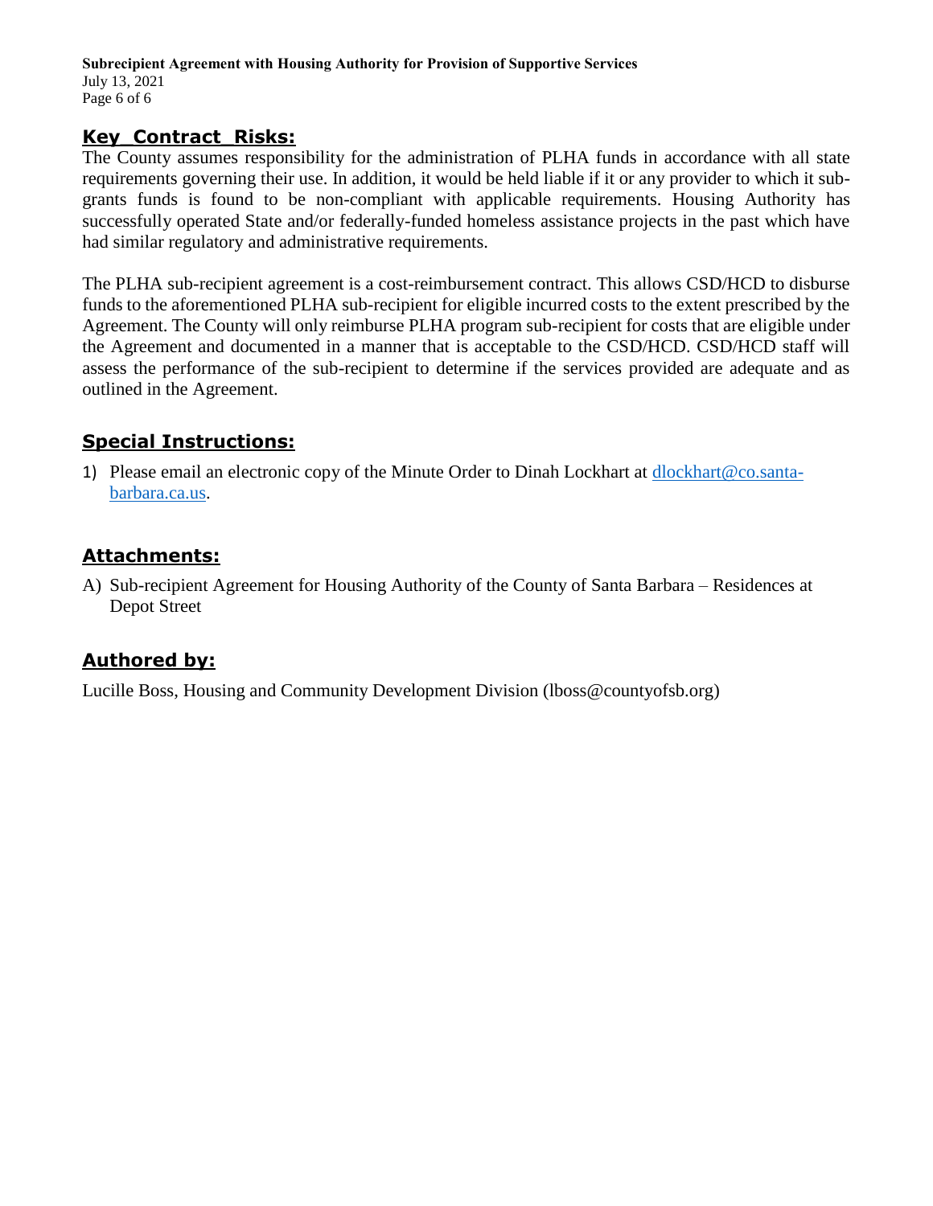## Key Contract Risks:

The County assumes responsibility for the administration of PLHA funds in accordance with all state requirements governing their use. In addition, it would be held liable if it or any provider to which it sub-grants funds is found to be non-compliant with applicable requirements. Housing Authority has successfully operated State and/or federally-funded homeless assistance projects in the past which have had similar regulatory and administrative requirements.

The PLHA sub-recipient agreement is a cost-reimbursement contract. This allows CSD/HCD to disburse funds to the aforementioned PLHA sub-recipient for eligible incurred costs to the extent prescribed by the Agreement. The County will only reimburse PLHA program sub-recipient for costs that are eligible under the Agreement and documented in a manner that is acceptable to the CSD/HCD. CSD/HCD staff will assess the performance of the sub-recipient to determine if the services provided are adequate and as outlined in the Agreement.

## Special Instructions:

1) Please email an electronic copy of the Minute Order to Dinah Lockhart at dlockhart@co.santa-barbara.ca.us.

## Attachments:

A) Sub-recipient Agreement for Housing Authority of the County of Santa Barbara – Residences at Depot Street

## Authored by:

Lucille Boss, Housing and Community Development Division (lboss@countyofsb.org)